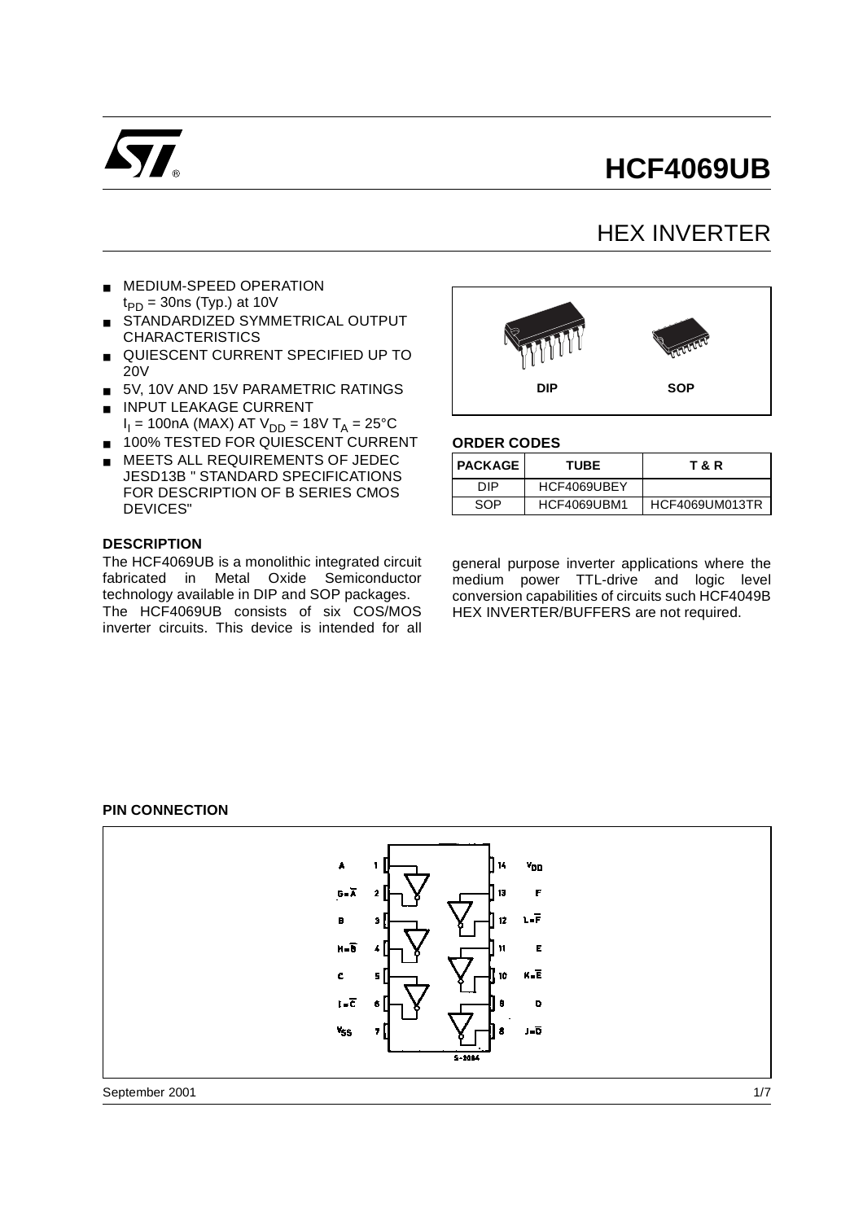# HCF4069UB

## HEX INVERTER

- MEDIUM-SPEED OPERATION $t_{PD}$ = 30ns (Typ.) at 10V
- STANDARDIZED SYMMETRICAL OUTPUT CHARACTERISTICS
- QUIESCENT CURRENT SPECIFIED UP TO 20V
- 5V, 10V AND 15V PARAMETRIC RATINGS
- INPUT LEAKAGE CURRENT $I_I$ = 100nA (MAX) AT $V_{DD}$ = 18V $T_A$ = 25°C
- 100% TESTED FOR QUIESCENT CURRENT
- MEETS ALL REQUIREMENTS OF JEDEC JESD13B " STANDARD SPECIFICATIONS FOR DESCRIPTION OF B SERIES CMOS DEVICES"

DIP SOP

**ORDER CODES**

| PACKAGE | TUBE | T & R |
|---|---|---|
| DIP | HCF4069UBEY | |
| SOP | HCF4069UBM1 | HCF4069UM013TR |

### DESCRIPTION

The HCF4069UB is a monolithic integrated circuit fabricated in Metal Oxide Semiconductor technology available in DIP and SOP packages.
The HCF4069UB consists of six COS/MOS inverter circuits. This device is intended for all general purpose inverter applications where the medium power TTL-drive and logic level conversion capabilities of circuits such HCF4049B HEX INVERTER/BUFFERS are not required.

### PIN CONNECTION

| Pin | Signal | Pin | Signal |
|---|---|---|---|
| 1 | A | 14 | $V_{DD}$ |
| 2 | $G=\overline{A}$ | 13 | F |
| 3 | B | 12 | $L=\overline{F}$ |
| 4 | $H=\overline{B}$ | 11 | E |
| 5 | C | 10 | $K=\overline{E}$ |
| 6 | $I=\overline{C}$ | 9 | D |
| 7 | $V_{SS}$ | 8 | $J=\overline{D}$ |

September 2001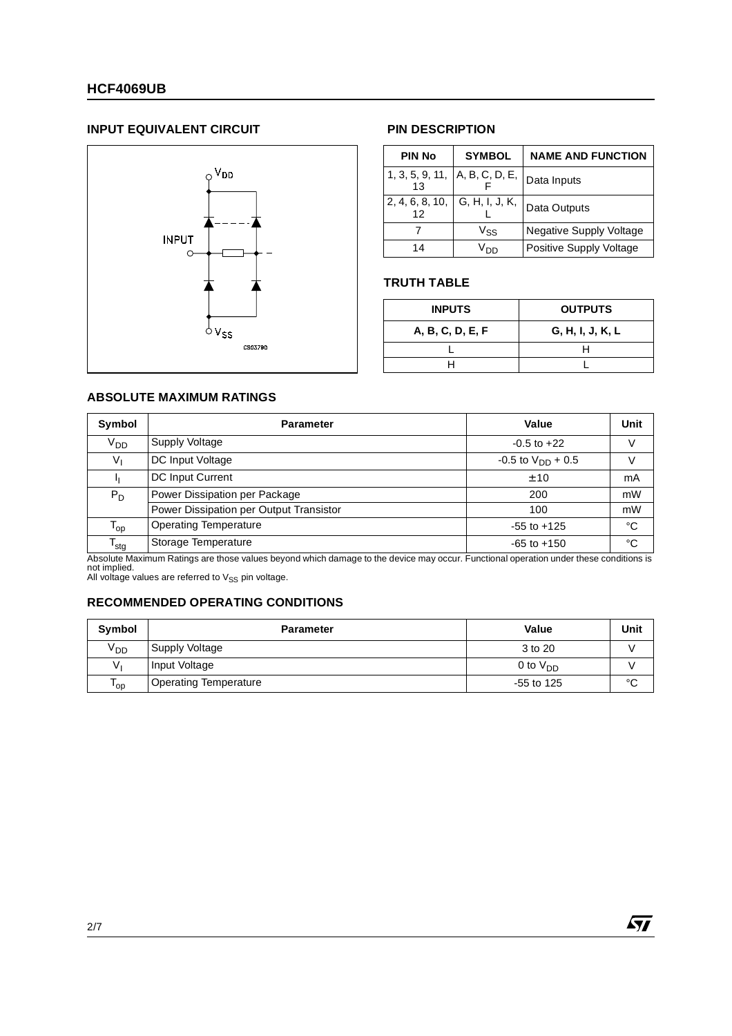## INPUT EQUIVALENT CIRCUIT

## PIN DESCRIPTION

| PIN No | SYMBOL | NAME AND FUNCTION |
|---|---|---|
| 1, 3, 5, 9, 11, 13 | A, B, C, D, E, F | Data Inputs |
| 2, 4, 6, 8, 10, 12 | G, H, I, J, K, L | Data Outputs |
| 7 | $V_{SS}$ | Negative Supply Voltage |
| 14 | $V_{DD}$ | Positive Supply Voltage |

## TRUTH TABLE

| INPUTS | OUTPUTS |
|---|---|
| **A, B, C, D, E, F** | **G, H, I, J, K, L** |
| L | H |
| H | L |

## ABSOLUTE MAXIMUM RATINGS

| Symbol | Parameter | Value | Unit |
|---|---|---|---|
| $V_{DD}$ | Supply Voltage | -0.5 to +22 | V |
| $V_I$ | DC Input Voltage | -0.5 to $V_{DD}$ + 0.5 | V |
| $I_I$ | DC Input Current | ± 10 | mA |
| $P_D$ | Power Dissipation per Package | 200 | mW |
| | Power Dissipation per Output Transistor | 100 | mW |
| $T_{op}$ | Operating Temperature | -55 to +125 | °C |
| $T_{stg}$ | Storage Temperature | -65 to +150 | °C |

Absolute Maximum Ratings are those values beyond which damage to the device may occur. Functional operation under these conditions is not implied.
All voltage values are referred to $V_{SS}$ pin voltage.

## RECOMMENDED OPERATING CONDITIONS

| Symbol | Parameter | Value | Unit |
|---|---|---|---|
| $V_{DD}$ | Supply Voltage | 3 to 20 | V |
| $V_I$ | Input Voltage | 0 to $V_{DD}$ | V |
| $T_{op}$ | Operating Temperature | -55 to 125 | °C |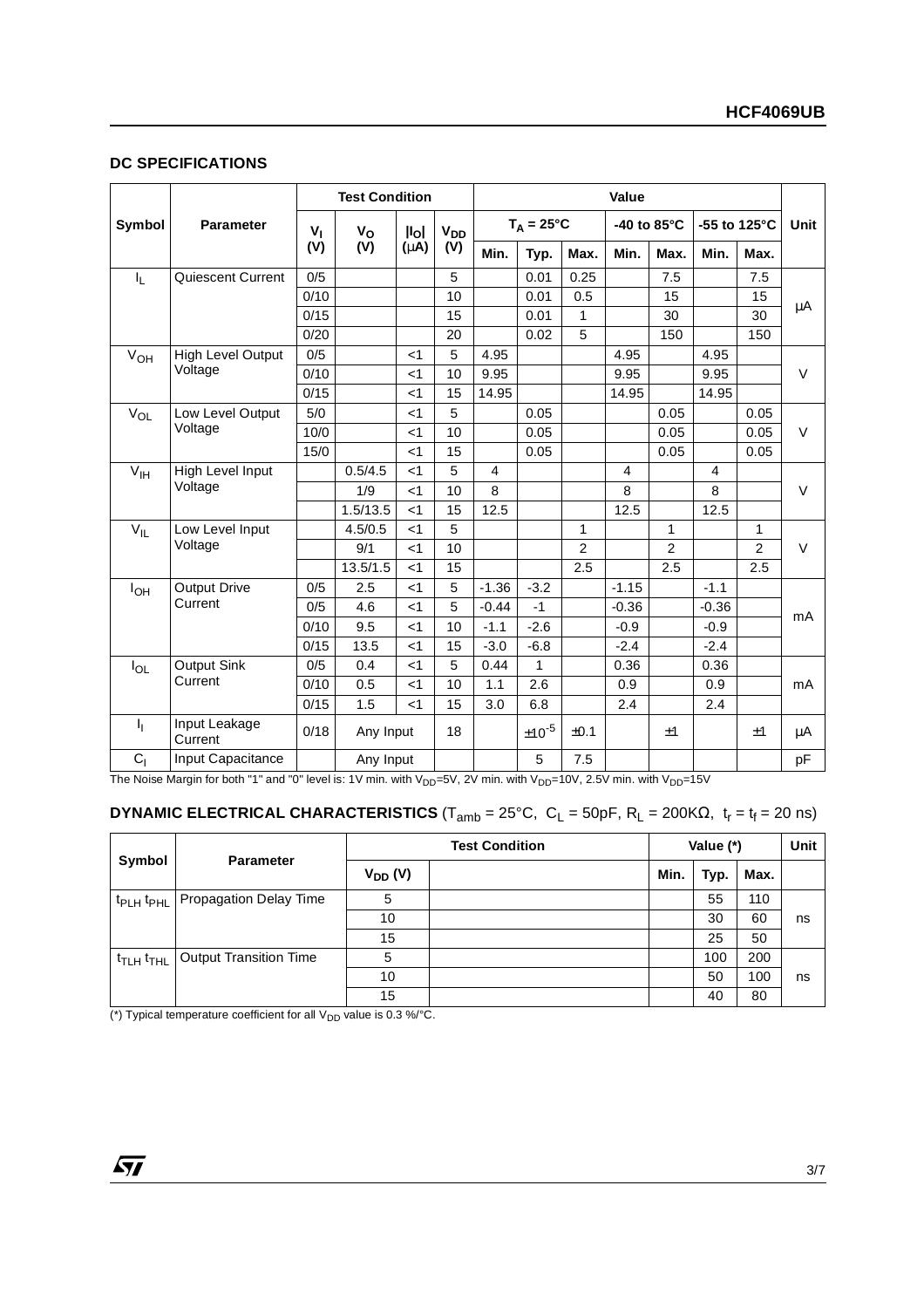## DC SPECIFICATIONS

| Symbol | Parameter | Test Condition | | | | Value | | | | | | | Unit |
|---|---|---|---|---|---|---|---|---|---|---|---|---|---|
| | | $V_I$ (V) | $V_O$ (V) | $\|I_O\|$ (μA) | $V_{DD}$ (V) | $T_A$ = 25°C | | | -40 to 85°C | | -55 to 125°C | | |
| | | | | | | Min. | Typ. | Max. | Min. | Max. | Min. | Max. | |
| $I_L$ | Quiescent Current | 0/5 | | | 5 | | 0.01 | 0.25 | | 7.5 | | 7.5 | μA |
| | | 0/10 | | | 10 | | 0.01 | 0.5 | | 15 | | 15 | |
| | | 0/15 | | | 15 | | 0.01 | 1 | | 30 | | 30 | |
| | | 0/20 | | | 20 | | 0.02 | 5 | | 150 | | 150 | |
| $V_{OH}$ | High Level Output Voltage | 0/5 | | <1 | 5 | 4.95 | | | 4.95 | | 4.95 | | V |
| | | 0/10 | | <1 | 10 | 9.95 | | | 9.95 | | 9.95 | | |
| | | 0/15 | | <1 | 15 | 14.95 | | | 14.95 | | 14.95 | | |
| $V_{OL}$ | Low Level Output Voltage | 5/0 | | <1 | 5 | | 0.05 | | | 0.05 | | 0.05 | V |
| | | 10/0 | | <1 | 10 | | 0.05 | | | 0.05 | | 0.05 | |
| | | 15/0 | | <1 | 15 | | 0.05 | | | 0.05 | | 0.05 | |
| $V_{IH}$ | High Level Input Voltage | | 0.5/4.5 | <1 | 5 | 4 | | | 4 | | 4 | | V |
| | | | 1/9 | <1 | 10 | 8 | | | 8 | | 8 | | |
| | | | 1.5/13.5 | <1 | 15 | 12.5 | | | 12.5 | | 12.5 | | |
| $V_{IL}$ | Low Level Input Voltage | | 4.5/0.5 | <1 | 5 | | | 1 | | 1 | | 1 | V |
| | | | 9/1 | <1 | 10 | | | 2 | | 2 | | 2 | |
| | | | 13.5/1.5 | <1 | 15 | | | 2.5 | | 2.5 | | 2.5 | |
| $I_{OH}$ | Output Drive Current | 0/5 | 2.5 | <1 | 5 | -1.36 | -3.2 | | -1.15 | | -1.1 | | mA |
| | | 0/5 | 4.6 | <1 | 5 | -0.44 | -1 | | -0.36 | | -0.36 | | |
| | | 0/10 | 9.5 | <1 | 10 | -1.1 | -2.6 | | -0.9 | | -0.9 | | |
| | | 0/15 | 13.5 | <1 | 15 | -3.0 | -6.8 | | -2.4 | | -2.4 | | |
| $I_{OL}$ | Output Sink Current | 0/5 | 0.4 | <1 | 5 | 0.44 | 1 | | 0.36 | | 0.36 | | mA |
| | | 0/10 | 0.5 | <1 | 10 | 1.1 | 2.6 | | 0.9 | | 0.9 | | |
| | | 0/15 | 1.5 | <1 | 15 | 3.0 | 6.8 | | 2.4 | | 2.4 | | |
| $I_I$ | Input Leakage Current | 0/18 | Any Input | | 18 | | $\pm 10^{-5}$ | ±0.1 | | ±1 | | ±1 | μA |
| $C_I$ | Input Capacitance | | Any Input | | | | 5 | 7.5 | | | | | pF |

The Noise Margin for both "1" and "0" level is: 1V min. with $V_{DD}$=5V, 2V min. with $V_{DD}$=10V, 2.5V min. with $V_{DD}$=15V

## DYNAMIC ELECTRICAL CHARACTERISTICS ($T_{amb}$ = 25°C, $C_L$ = 50pF, $R_L$ = 200KΩ, $t_r = t_f$ = 20 ns)

| Symbol | Parameter | Test Condition | | Value (*) | | | Unit |
|---|---|---|---|---|---|---|---|
| | | $V_{DD}$ (V) | | Min. | Typ. | Max. | |
| $t_{PLH}$ $t_{PHL}$ | Propagation Delay Time | 5 | | | 55 | 110 | ns |
| | | 10 | | | 30 | 60 | |
| | | 15 | | | 25 | 50 | |
| $t_{TLH}$ $t_{THL}$ | Output Transition Time | 5 | | | 100 | 200 | ns |
| | | 10 | | | 50 | 100 | |
| | | 15 | | | 40 | 80 | |

(*) Typical temperature coefficient for all $V_{DD}$ value is 0.3 %/°C.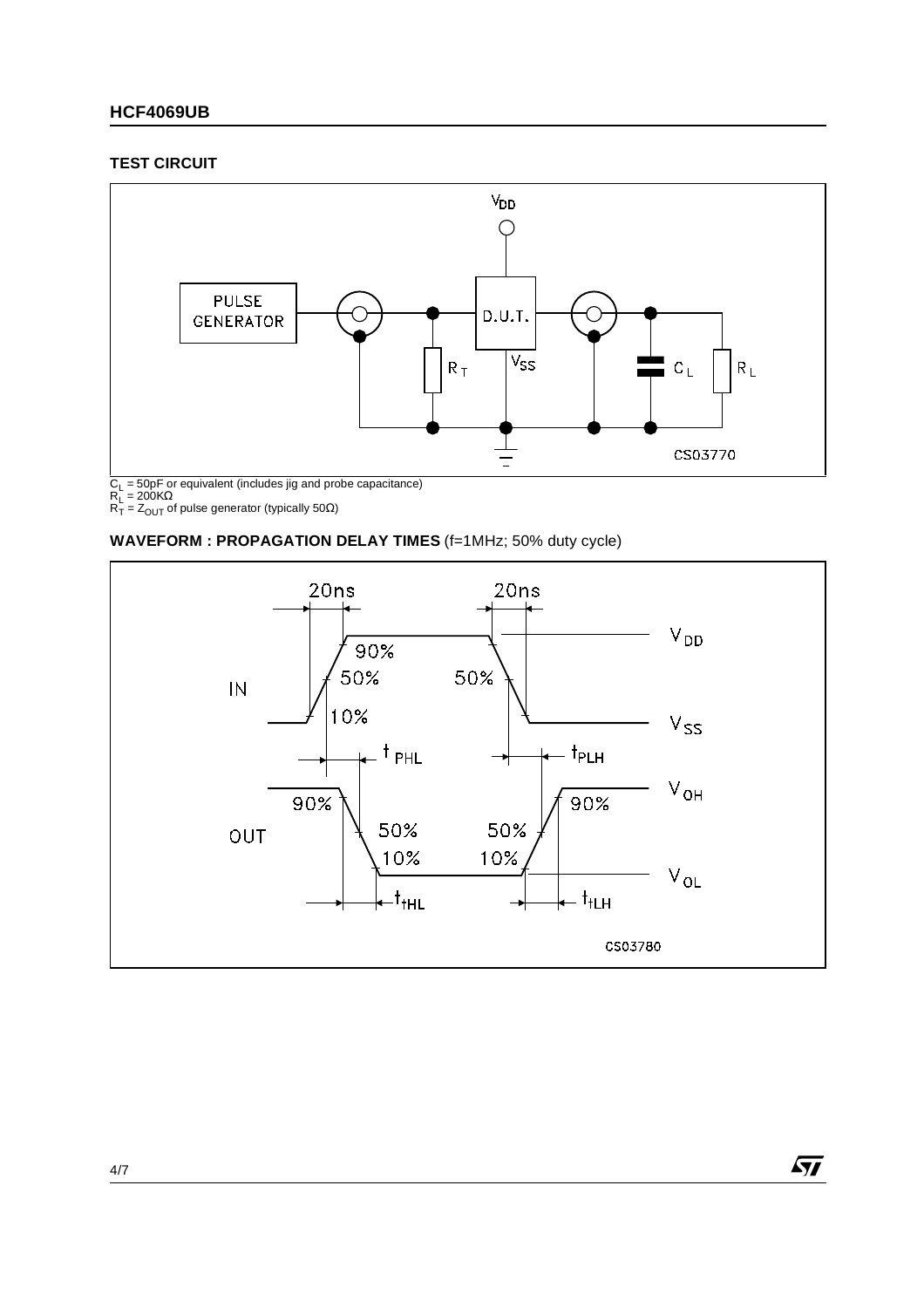## TEST CIRCUIT

$C_L$ = 50pF or equivalent (includes jig and probe capacitance)
$R_L$ = 200KΩ
$R_T$ = $Z_{OUT}$ of pulse generator (typically 50Ω)

## WAVEFORM : PROPAGATION DELAY TIMES (f=1MHz; 50% duty cycle)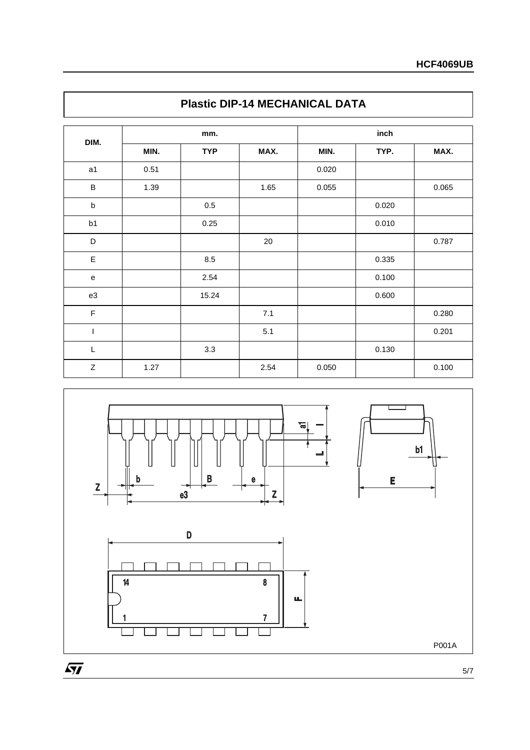## Plastic DIP-14 MECHANICAL DATA

| DIM. | mm. | | | inch | | |
|---|---|---|---|---|---|---|
| | MIN. | TYP | MAX. | MIN. | TYP. | MAX. |
| a1 | 0.51 | | | 0.020 | | |
| B | 1.39 | | 1.65 | 0.055 | | 0.065 |
| b | | 0.5 | | | 0.020 | |
| b1 | | 0.25 | | | 0.010 | |
| D | | | 20 | | | 0.787 |
| E | | 8.5 | | | 0.335 | |
| e | | 2.54 | | | 0.100 | |
| e3 | | 15.24 | | | 0.600 | |
| F | | | 7.1 | | | 0.280 |
| I | | | 5.1 | | | 0.201 |
| L | | 3.3 | | | 0.130 | |
| Z | 1.27 | | 2.54 | 0.050 | | 0.100 |

P001A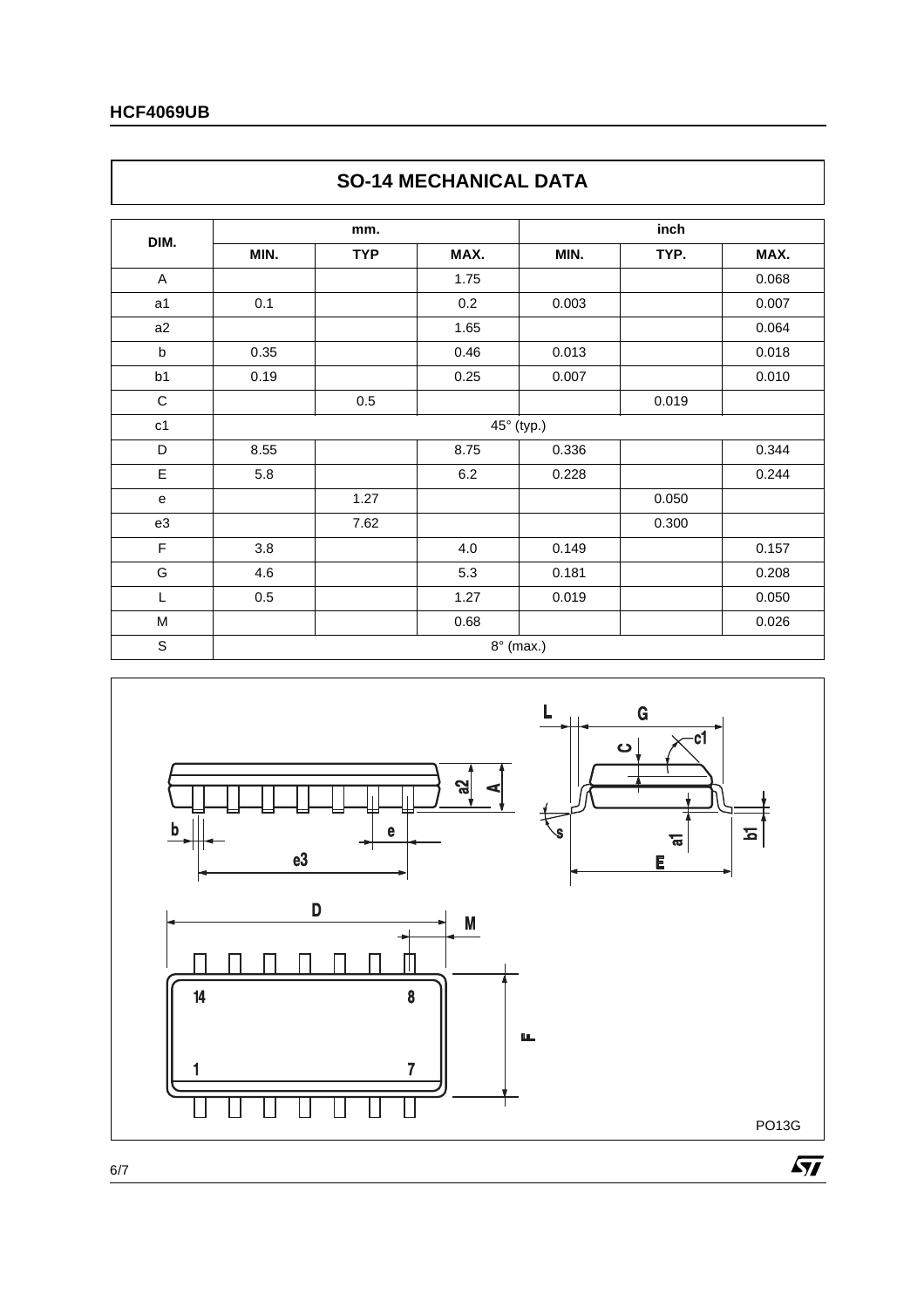## SO-14 MECHANICAL DATA

| DIM. | mm. | | | inch | | |
|---|---|---|---|---|---|---|
| | MIN. | TYP | MAX. | MIN. | TYP. | MAX. |
| A | | | 1.75 | | | 0.068 |
| a1 | 0.1 | | 0.2 | 0.003 | | 0.007 |
| a2 | | | 1.65 | | | 0.064 |
| b | 0.35 | | 0.46 | 0.013 | | 0.018 |
| b1 | 0.19 | | 0.25 | 0.007 | | 0.010 |
| C | | 0.5 | | | 0.019 | |
| c1 | 45° (typ.) | | | | | |
| D | 8.55 | | 8.75 | 0.336 | | 0.344 |
| E | 5.8 | | 6.2 | 0.228 | | 0.244 |
| e | | 1.27 | | | 0.050 | |
| e3 | | 7.62 | | | 0.300 | |
| F | 3.8 | | 4.0 | 0.149 | | 0.157 |
| G | 4.6 | | 5.3 | 0.181 | | 0.208 |
| L | 0.5 | | 1.27 | 0.019 | | 0.050 |
| M | | | 0.68 | | | 0.026 |
| S | 8° (max.) | | | | | |

PO13G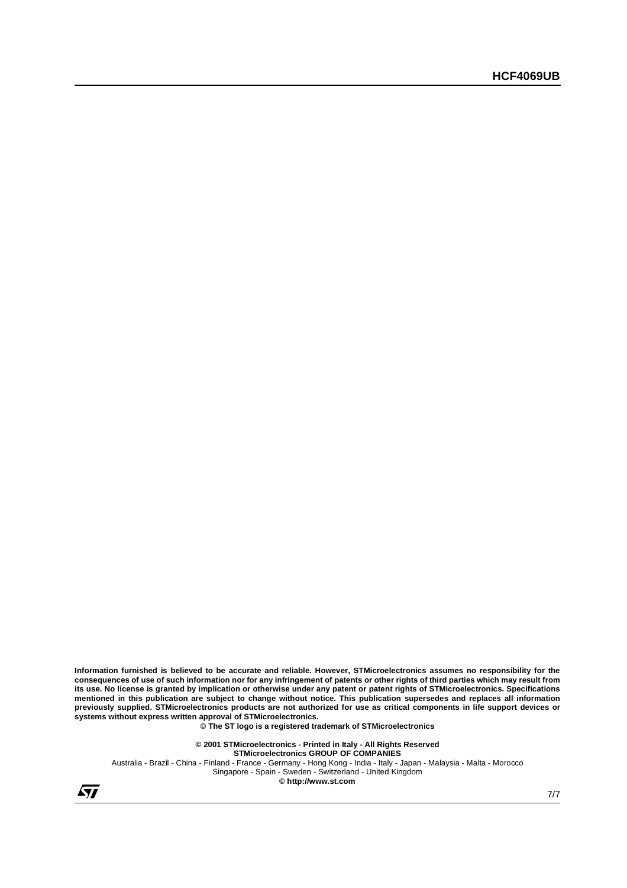**Information furnished is believed to be accurate and reliable. However, STMicroelectronics assumes no responsibility for the consequences of use of such information nor for any infringement of patents or other rights of third parties which may result from its use. No license is granted by implication or otherwise under any patent or patent rights of STMicroelectronics. Specifications mentioned in this publication are subject to change without notice. This publication supersedes and replaces all information previously supplied. STMicroelectronics products are not authorized for use as critical components in life support devices or systems without express written approval of STMicroelectronics.**

**© The ST logo is a registered trademark of STMicroelectronics**

**© 2001 STMicroelectronics - Printed in Italy - All Rights Reserved**
**STMicroelectronics GROUP OF COMPANIES**

Australia - Brazil - China - Finland - France - Germany - Hong Kong - India - Italy - Japan - Malaysia - Malta - Morocco
Singapore - Spain - Sweden - Switzerland - United Kingdom

**© http://www.st.com**